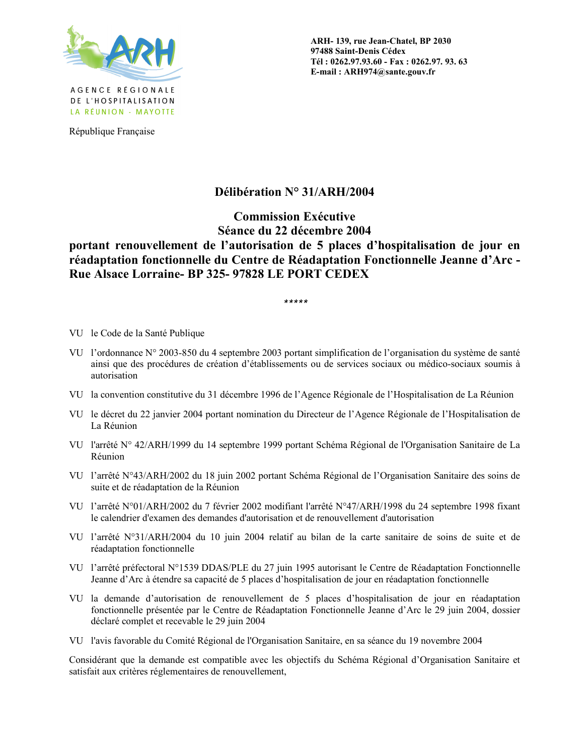AGENCE RÉGIONALE DE L'HOSPITALISATION
LA RÉUNION - MAYOTTE

République Française

**ARH- 139, rue Jean-Chatel, BP 2030**
**97488 Saint-Denis Cédex**
**Tél : 0262.97.93.60 - Fax : 0262.97. 93. 63**
**E-mail : ARH974@sante.gouv.fr**

# Délibération N° 31/ARH/2004

## Commission Exécutive
## Séance du 22 décembre 2004
## portant renouvellement de l'autorisation de 5 places d'hospitalisation de jour en réadaptation fonctionnelle du Centre de Réadaptation Fonctionnelle Jeanne d'Arc - Rue Alsace Lorraine- BP 325- 97828 LE PORT CEDEX

*****

VU le Code de la Santé Publique

VU l'ordonnance N° 2003-850 du 4 septembre 2003 portant simplification de l'organisation du système de santé ainsi que des procédures de création d'établissements ou de services sociaux ou médico-sociaux soumis à autorisation

VU la convention constitutive du 31 décembre 1996 de l'Agence Régionale de l'Hospitalisation de La Réunion

VU le décret du 22 janvier 2004 portant nomination du Directeur de l'Agence Régionale de l'Hospitalisation de La Réunion

VU l'arrêté N° 42/ARH/1999 du 14 septembre 1999 portant Schéma Régional de l'Organisation Sanitaire de La Réunion

VU l'arrêté N°43/ARH/2002 du 18 juin 2002 portant Schéma Régional de l'Organisation Sanitaire des soins de suite et de réadaptation de la Réunion

VU l'arrêté N°01/ARH/2002 du 7 février 2002 modifiant l'arrêté N°47/ARH/1998 du 24 septembre 1998 fixant le calendrier d'examen des demandes d'autorisation et de renouvellement d'autorisation

VU l'arrêté N°31/ARH/2004 du 10 juin 2004 relatif au bilan de la carte sanitaire de soins de suite et de réadaptation fonctionnelle

VU l'arrêté préfectoral N°1539 DDAS/PLE du 27 juin 1995 autorisant le Centre de Réadaptation Fonctionnelle Jeanne d'Arc à étendre sa capacité de 5 places d'hospitalisation de jour en réadaptation fonctionnelle

VU la demande d'autorisation de renouvellement de 5 places d'hospitalisation de jour en réadaptation fonctionnelle présentée par le Centre de Réadaptation Fonctionnelle Jeanne d'Arc le 29 juin 2004, dossier déclaré complet et recevable le 29 juin 2004

VU l'avis favorable du Comité Régional de l'Organisation Sanitaire, en sa séance du 19 novembre 2004

Considérant que la demande est compatible avec les objectifs du Schéma Régional d'Organisation Sanitaire et satisfait aux critères réglementaires de renouvellement,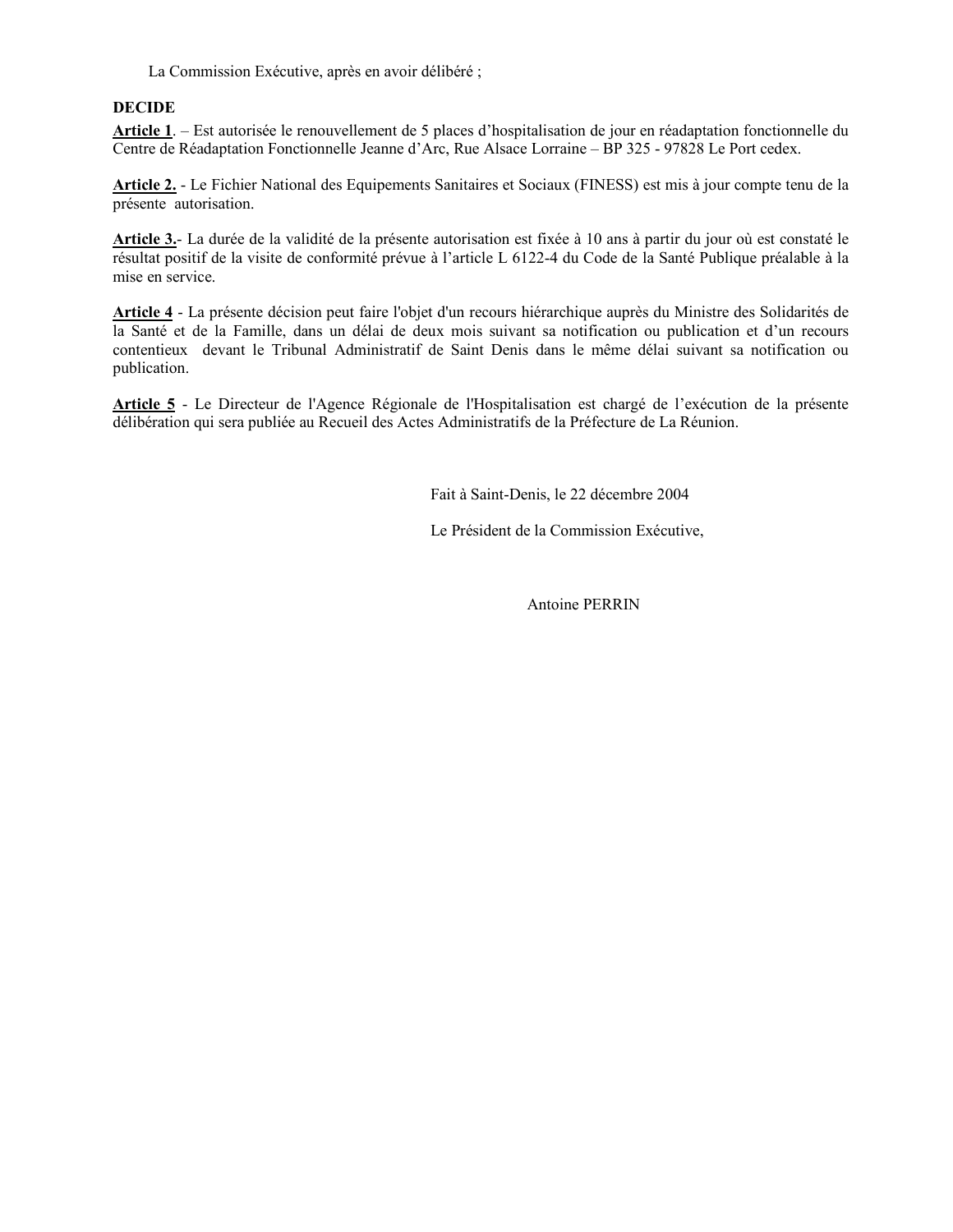La Commission Exécutive, après en avoir délibéré ;

**DECIDE**

**Article 1**. – Est autorisée le renouvellement de 5 places d'hospitalisation de jour en réadaptation fonctionnelle du Centre de Réadaptation Fonctionnelle Jeanne d'Arc, Rue Alsace Lorraine – BP 325 - 97828 Le Port cedex.

**Article 2.** - Le Fichier National des Equipements Sanitaires et Sociaux (FINESS) est mis à jour compte tenu de la présente autorisation.

**Article 3.**- La durée de la validité de la présente autorisation est fixée à 10 ans à partir du jour où est constaté le résultat positif de la visite de conformité prévue à l'article L 6122-4 du Code de la Santé Publique préalable à la mise en service.

**Article 4** - La présente décision peut faire l'objet d'un recours hiérarchique auprès du Ministre des Solidarités de la Santé et de la Famille, dans un délai de deux mois suivant sa notification ou publication et d'un recours contentieux devant le Tribunal Administratif de Saint Denis dans le même délai suivant sa notification ou publication.

**Article 5** - Le Directeur de l'Agence Régionale de l'Hospitalisation est chargé de l'exécution de la présente délibération qui sera publiée au Recueil des Actes Administratifs de la Préfecture de La Réunion.

Fait à Saint-Denis, le 22 décembre 2004

Le Président de la Commission Exécutive,

Antoine PERRIN